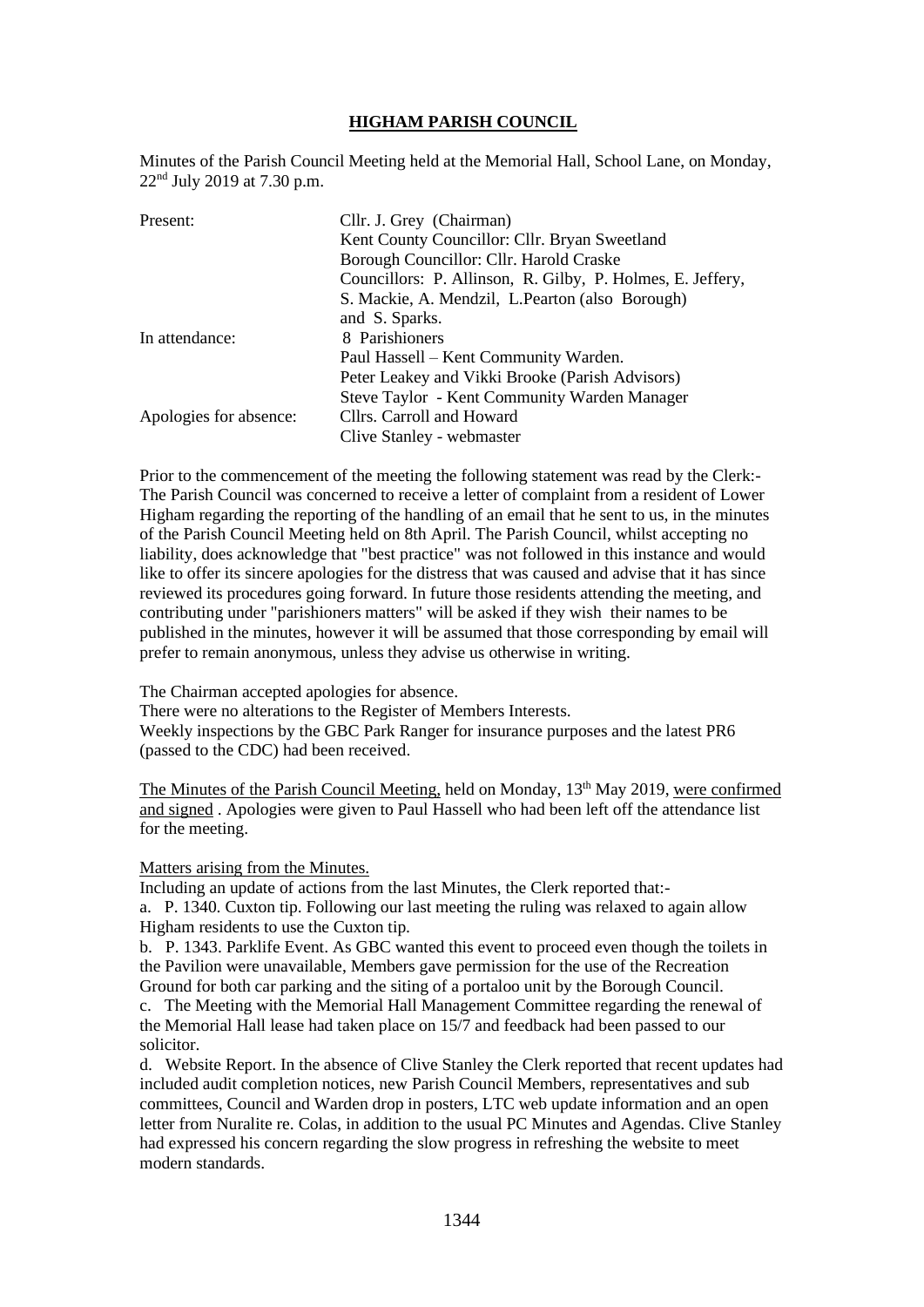# HIGHAM PARISH COUNCIL

Minutes of the Parish Council Meeting held at the Memorial Hall, School Lane, on Monday, 22nd July 2019 at 7.30 p.m.

| | |
|---|---|
| Present: | Cllr. J. Grey (Chairman)<br>Kent County Councillor: Cllr. Bryan Sweetland<br>Borough Councillor: Cllr. Harold Craske<br>Councillors: P. Allinson, R. Gilby, P. Holmes, E. Jeffery, S. Mackie, A. Mendzil, L.Pearton (also Borough) and S. Sparks. |
| In attendance: | 8 Parishioners<br>Paul Hassell – Kent Community Warden.<br>Peter Leakey and Vikki Brooke (Parish Advisors)<br>Steve Taylor - Kent Community Warden Manager |
| Apologies for absence: | Cllrs. Carroll and Howard<br>Clive Stanley - webmaster |

Prior to the commencement of the meeting the following statement was read by the Clerk:- The Parish Council was concerned to receive a letter of complaint from a resident of Lower Higham regarding the reporting of the handling of an email that he sent to us, in the minutes of the Parish Council Meeting held on 8th April. The Parish Council, whilst accepting no liability, does acknowledge that "best practice" was not followed in this instance and would like to offer its sincere apologies for the distress that was caused and advise that it has since reviewed its procedures going forward. In future those residents attending the meeting, and contributing under "parishioners matters" will be asked if they wish their names to be published in the minutes, however it will be assumed that those corresponding by email will prefer to remain anonymous, unless they advise us otherwise in writing.

The Chairman accepted apologies for absence.
There were no alterations to the Register of Members Interests.
Weekly inspections by the GBC Park Ranger for insurance purposes and the latest PR6 (passed to the CDC) had been received.

The Minutes of the Parish Council Meeting, held on Monday, 13th May 2019, were confirmed and signed . Apologies were given to Paul Hassell who had been left off the attendance list for the meeting.

Matters arising from the Minutes.
Including an update of actions from the last Minutes, the Clerk reported that:-

a. P. 1340. Cuxton tip. Following our last meeting the ruling was relaxed to again allow Higham residents to use the Cuxton tip.

b. P. 1343. Parklife Event. As GBC wanted this event to proceed even though the toilets in the Pavilion were unavailable, Members gave permission for the use of the Recreation Ground for both car parking and the siting of a portaloo unit by the Borough Council.

c. The Meeting with the Memorial Hall Management Committee regarding the renewal of the Memorial Hall lease had taken place on 15/7 and feedback had been passed to our solicitor.

d. Website Report. In the absence of Clive Stanley the Clerk reported that recent updates had included audit completion notices, new Parish Council Members, representatives and sub committees, Council and Warden drop in posters, LTC web update information and an open letter from Nuralite re. Colas, in addition to the usual PC Minutes and Agendas. Clive Stanley had expressed his concern regarding the slow progress in refreshing the website to meet modern standards.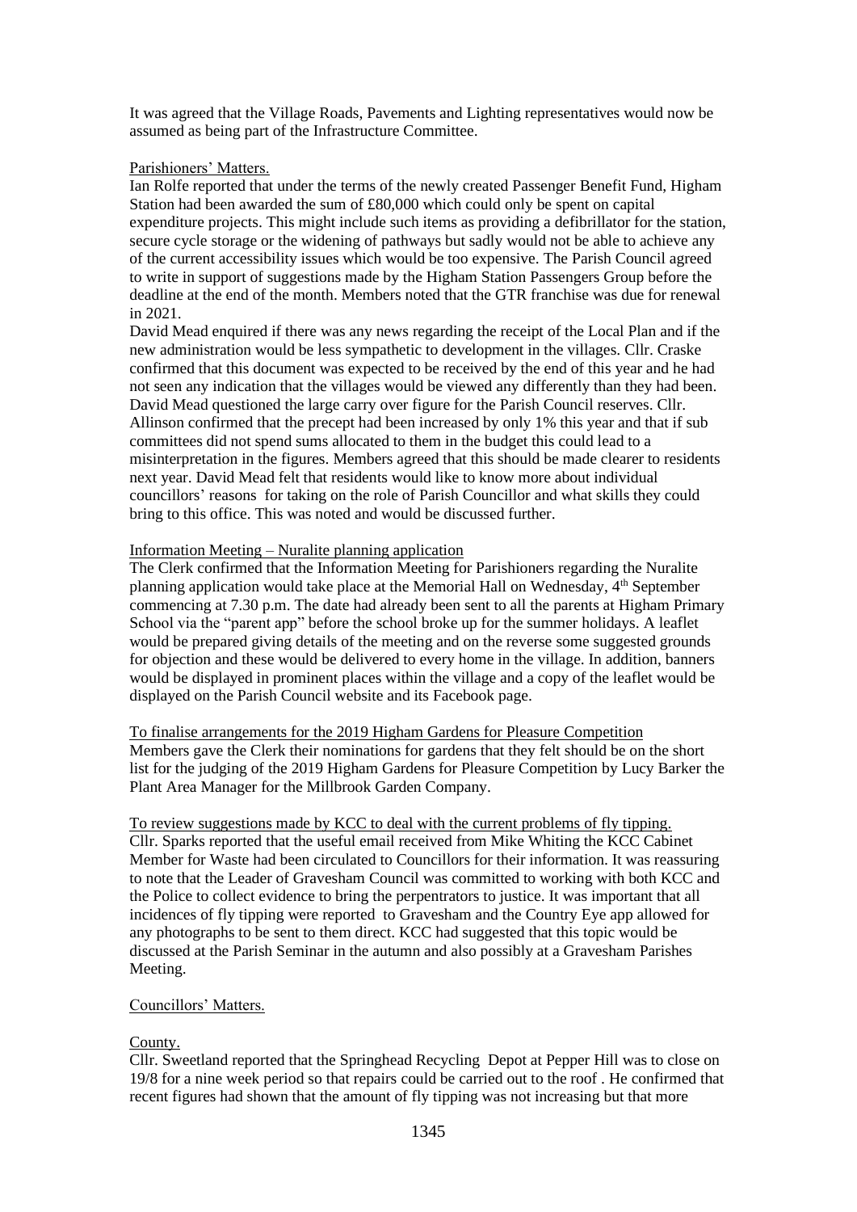It was agreed that the Village Roads, Pavements and Lighting representatives would now be assumed as being part of the Infrastructure Committee.

Parishioners' Matters.

Ian Rolfe reported that under the terms of the newly created Passenger Benefit Fund, Higham Station had been awarded the sum of £80,000 which could only be spent on capital expenditure projects. This might include such items as providing a defibrillator for the station, secure cycle storage or the widening of pathways but sadly would not be able to achieve any of the current accessibility issues which would be too expensive. The Parish Council agreed to write in support of suggestions made by the Higham Station Passengers Group before the deadline at the end of the month. Members noted that the GTR franchise was due for renewal in 2021.

David Mead enquired if there was any news regarding the receipt of the Local Plan and if the new administration would be less sympathetic to development in the villages. Cllr. Craske confirmed that this document was expected to be received by the end of this year and he had not seen any indication that the villages would be viewed any differently than they had been. David Mead questioned the large carry over figure for the Parish Council reserves. Cllr. Allinson confirmed that the precept had been increased by only 1% this year and that if sub committees did not spend sums allocated to them in the budget this could lead to a misinterpretation in the figures. Members agreed that this should be made clearer to residents next year. David Mead felt that residents would like to know more about individual councillors' reasons for taking on the role of Parish Councillor and what skills they could bring to this office. This was noted and would be discussed further.

Information Meeting – Nuralite planning application

The Clerk confirmed that the Information Meeting for Parishioners regarding the Nuralite planning application would take place at the Memorial Hall on Wednesday, 4th September commencing at 7.30 p.m. The date had already been sent to all the parents at Higham Primary School via the "parent app" before the school broke up for the summer holidays. A leaflet would be prepared giving details of the meeting and on the reverse some suggested grounds for objection and these would be delivered to every home in the village. In addition, banners would be displayed in prominent places within the village and a copy of the leaflet would be displayed on the Parish Council website and its Facebook page.

To finalise arrangements for the 2019 Higham Gardens for Pleasure Competition

Members gave the Clerk their nominations for gardens that they felt should be on the short list for the judging of the 2019 Higham Gardens for Pleasure Competition by Lucy Barker the Plant Area Manager for the Millbrook Garden Company.

To review suggestions made by KCC to deal with the current problems of fly tipping.

Cllr. Sparks reported that the useful email received from Mike Whiting the KCC Cabinet Member for Waste had been circulated to Councillors for their information. It was reassuring to note that the Leader of Gravesham Council was committed to working with both KCC and the Police to collect evidence to bring the perpentrators to justice. It was important that all incidences of fly tipping were reported to Gravesham and the Country Eye app allowed for any photographs to be sent to them direct. KCC had suggested that this topic would be discussed at the Parish Seminar in the autumn and also possibly at a Gravesham Parishes Meeting.

Councillors' Matters.

County.

Cllr. Sweetland reported that the Springhead Recycling Depot at Pepper Hill was to close on 19/8 for a nine week period so that repairs could be carried out to the roof . He confirmed that recent figures had shown that the amount of fly tipping was not increasing but that more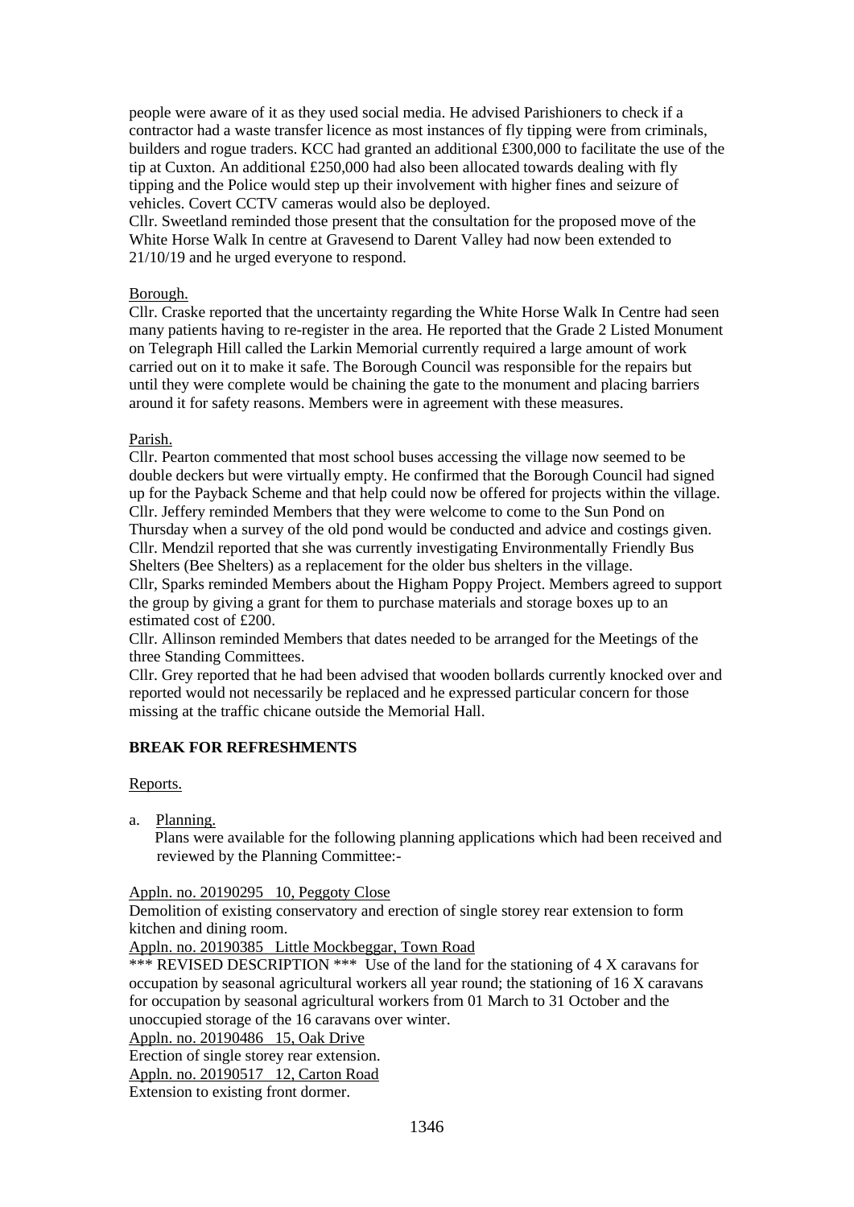people were aware of it as they used social media. He advised Parishioners to check if a contractor had a waste transfer licence as most instances of fly tipping were from criminals, builders and rogue traders. KCC had granted an additional £300,000 to facilitate the use of the tip at Cuxton. An additional £250,000 had also been allocated towards dealing with fly tipping and the Police would step up their involvement with higher fines and seizure of vehicles. Covert CCTV cameras would also be deployed.
Cllr. Sweetland reminded those present that the consultation for the proposed move of the White Horse Walk In centre at Gravesend to Darent Valley had now been extended to 21/10/19 and he urged everyone to respond.

Borough.
Cllr. Craske reported that the uncertainty regarding the White Horse Walk In Centre had seen many patients having to re-register in the area. He reported that the Grade 2 Listed Monument on Telegraph Hill called the Larkin Memorial currently required a large amount of work carried out on it to make it safe. The Borough Council was responsible for the repairs but until they were complete would be chaining the gate to the monument and placing barriers around it for safety reasons. Members were in agreement with these measures.

Parish.
Cllr. Pearton commented that most school buses accessing the village now seemed to be double deckers but were virtually empty. He confirmed that the Borough Council had signed up for the Payback Scheme and that help could now be offered for projects within the village.
Cllr. Jeffery reminded Members that they were welcome to come to the Sun Pond on Thursday when a survey of the old pond would be conducted and advice and costings given.
Cllr. Mendzil reported that she was currently investigating Environmentally Friendly Bus Shelters (Bee Shelters) as a replacement for the older bus shelters in the village.
Cllr, Sparks reminded Members about the Higham Poppy Project. Members agreed to support the group by giving a grant for them to purchase materials and storage boxes up to an estimated cost of £200.
Cllr. Allinson reminded Members that dates needed to be arranged for the Meetings of the three Standing Committees.
Cllr. Grey reported that he had been advised that wooden bollards currently knocked over and reported would not necessarily be replaced and he expressed particular concern for those missing at the traffic chicane outside the Memorial Hall.

**BREAK FOR REFRESHMENTS**

Reports.

a. Planning.
 Plans were available for the following planning applications which had been received and reviewed by the Planning Committee:-

Appln. no. 20190295 10, Peggoty Close
Demolition of existing conservatory and erection of single storey rear extension to form kitchen and dining room.
Appln. no. 20190385 Little Mockbeggar, Town Road
*** REVISED DESCRIPTION *** Use of the land for the stationing of 4 X caravans for occupation by seasonal agricultural workers all year round; the stationing of 16 X caravans for occupation by seasonal agricultural workers from 01 March to 31 October and the unoccupied storage of the 16 caravans over winter.
Appln. no. 20190486 15, Oak Drive
Erection of single storey rear extension.
Appln. no. 20190517 12, Carton Road
Extension to existing front dormer.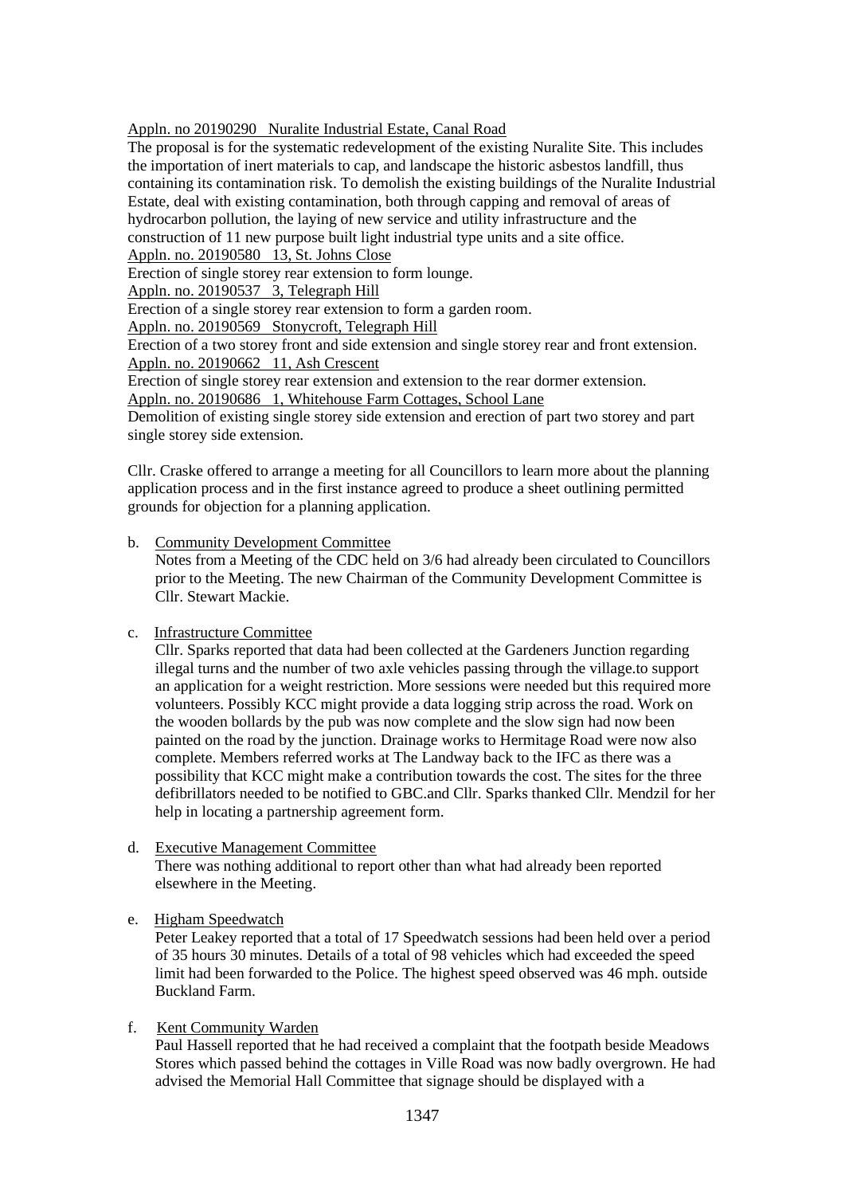Appln. no 20190290   Nuralite Industrial Estate, Canal Road

The proposal is for the systematic redevelopment of the existing Nuralite Site. This includes the importation of inert materials to cap, and landscape the historic asbestos landfill, thus containing its contamination risk. To demolish the existing buildings of the Nuralite Industrial Estate, deal with existing contamination, both through capping and removal of areas of hydrocarbon pollution, the laying of new service and utility infrastructure and the construction of 11 new purpose built light industrial type units and a site office.

Appln. no. 20190580   13, St. Johns Close

Erection of single storey rear extension to form lounge.

Appln. no. 20190537   3, Telegraph Hill

Erection of a single storey rear extension to form a garden room.

Appln. no. 20190569   Stonycroft, Telegraph Hill

Erection of a two storey front and side extension and single storey rear and front extension.

Appln. no. 20190662   11, Ash Crescent

Erection of single storey rear extension and extension to the rear dormer extension.

Appln. no. 20190686   1, Whitehouse Farm Cottages, School Lane

Demolition of existing single storey side extension and erection of part two storey and part single storey side extension.

Cllr. Craske offered to arrange a meeting for all Councillors to learn more about the planning application process and in the first instance agreed to produce a sheet outlining permitted grounds for objection for a planning application.

b. Community Development Committee

   Notes from a Meeting of the CDC held on 3/6 had already been circulated to Councillors prior to the Meeting. The new Chairman of the Community Development Committee is Cllr. Stewart Mackie.

c. Infrastructure Committee

   Cllr. Sparks reported that data had been collected at the Gardeners Junction regarding illegal turns and the number of two axle vehicles passing through the village.to support an application for a weight restriction. More sessions were needed but this required more volunteers. Possibly KCC might provide a data logging strip across the road. Work on the wooden bollards by the pub was now complete and the slow sign had now been painted on the road by the junction. Drainage works to Hermitage Road were now also complete. Members referred works at The Landway back to the IFC as there was a possibility that KCC might make a contribution towards the cost. The sites for the three defibrillators needed to be notified to GBC.and Cllr. Sparks thanked Cllr. Mendzil for her help in locating a partnership agreement form.

d. Executive Management Committee

   There was nothing additional to report other than what had already been reported elsewhere in the Meeting.

e. Higham Speedwatch

   Peter Leakey reported that a total of 17 Speedwatch sessions had been held over a period of 35 hours 30 minutes. Details of a total of 98 vehicles which had exceeded the speed limit had been forwarded to the Police. The highest speed observed was 46 mph. outside Buckland Farm.

f. Kent Community Warden

   Paul Hassell reported that he had received a complaint that the footpath beside Meadows Stores which passed behind the cottages in Ville Road was now badly overgrown. He had advised the Memorial Hall Committee that signage should be displayed with a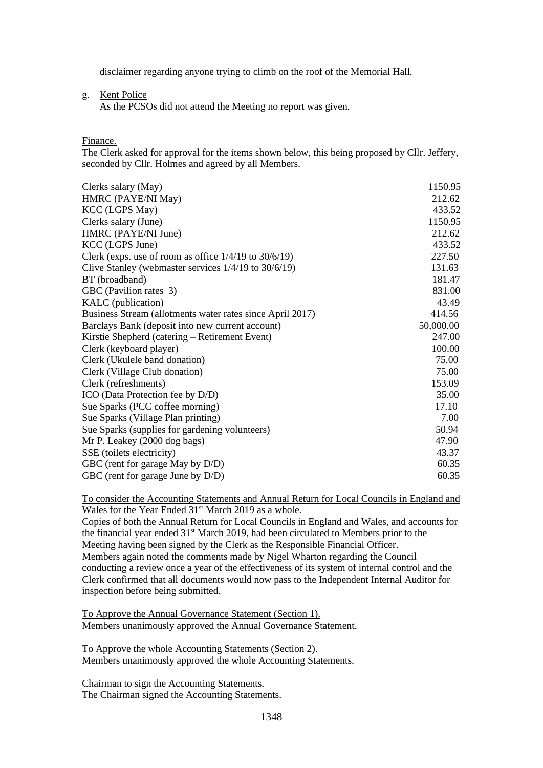disclaimer regarding anyone trying to climb on the roof of the Memorial Hall.

g. Kent Police

As the PCSOs did not attend the Meeting no report was given.

Finance.

The Clerk asked for approval for the items shown below, this being proposed by Cllr. Jeffery, seconded by Cllr. Holmes and agreed by all Members.

| | |
|---|---|
| Clerks salary (May) | 1150.95 |
| HMRC (PAYE/NI May) | 212.62 |
| KCC (LGPS May) | 433.52 |
| Clerks salary (June) | 1150.95 |
| HMRC (PAYE/NI June) | 212.62 |
| KCC (LGPS June) | 433.52 |
| Clerk (exps. use of room as office 1/4/19 to 30/6/19) | 227.50 |
| Clive Stanley (webmaster services 1/4/19 to 30/6/19) | 131.63 |
| BT (broadband) | 181.47 |
| GBC (Pavilion rates 3) | 831.00 |
| KALC (publication) | 43.49 |
| Business Stream (allotments water rates since April 2017) | 414.56 |
| Barclays Bank (deposit into new current account) | 50,000.00 |
| Kirstie Shepherd (catering – Retirement Event) | 247.00 |
| Clerk (keyboard player) | 100.00 |
| Clerk (Ukulele band donation) | 75.00 |
| Clerk (Village Club donation) | 75.00 |
| Clerk (refreshments) | 153.09 |
| ICO (Data Protection fee by D/D) | 35.00 |
| Sue Sparks (PCC coffee morning) | 17.10 |
| Sue Sparks (Village Plan printing) | 7.00 |
| Sue Sparks (supplies for gardening volunteers) | 50.94 |
| Mr P. Leakey (2000 dog bags) | 47.90 |
| SSE (toilets electricity) | 43.37 |
| GBC (rent for garage May by D/D) | 60.35 |
| GBC (rent for garage June by D/D) | 60.35 |

To consider the Accounting Statements and Annual Return for Local Councils in England and Wales for the Year Ended 31st March 2019 as a whole.

Copies of both the Annual Return for Local Councils in England and Wales, and accounts for the financial year ended 31st March 2019, had been circulated to Members prior to the Meeting having been signed by the Clerk as the Responsible Financial Officer.
Members again noted the comments made by Nigel Wharton regarding the Council conducting a review once a year of the effectiveness of its system of internal control and the Clerk confirmed that all documents would now pass to the Independent Internal Auditor for inspection before being submitted.

To Approve the Annual Governance Statement (Section 1).

Members unanimously approved the Annual Governance Statement.

To Approve the whole Accounting Statements (Section 2).

Members unanimously approved the whole Accounting Statements.

Chairman to sign the Accounting Statements.

The Chairman signed the Accounting Statements.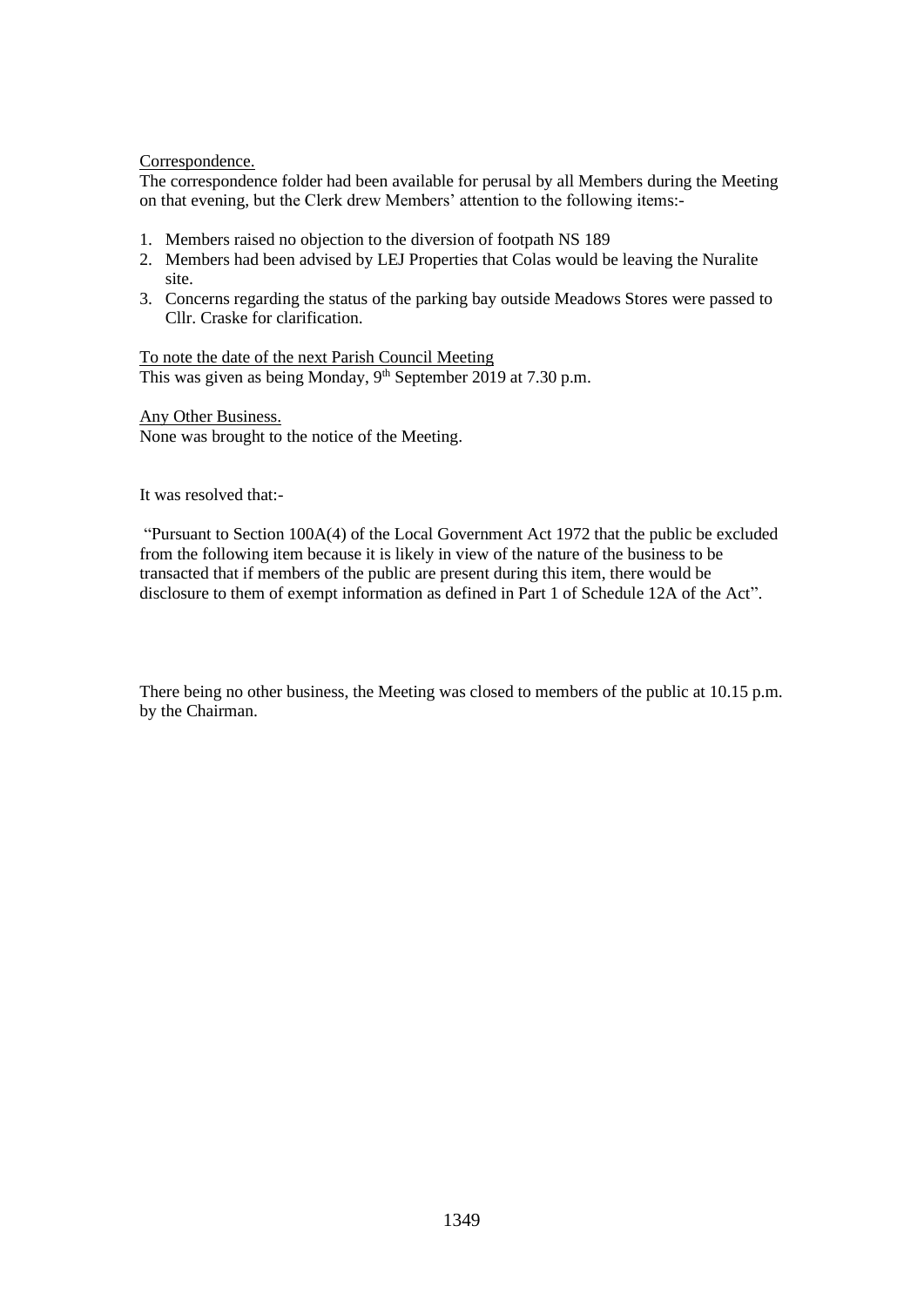Correspondence.

The correspondence folder had been available for perusal by all Members during the Meeting on that evening, but the Clerk drew Members' attention to the following items:-

1. Members raised no objection to the diversion of footpath NS 189
2. Members had been advised by LEJ Properties that Colas would be leaving the Nuralite site.
3. Concerns regarding the status of the parking bay outside Meadows Stores were passed to Cllr. Craske for clarification.

To note the date of the next Parish Council Meeting

This was given as being Monday, 9th September 2019 at 7.30 p.m.

Any Other Business.

None was brought to the notice of the Meeting.

It was resolved that:-

"Pursuant to Section 100A(4) of the Local Government Act 1972 that the public be excluded from the following item because it is likely in view of the nature of the business to be transacted that if members of the public are present during this item, there would be disclosure to them of exempt information as defined in Part 1 of Schedule 12A of the Act".

There being no other business, the Meeting was closed to members of the public at 10.15 p.m. by the Chairman.